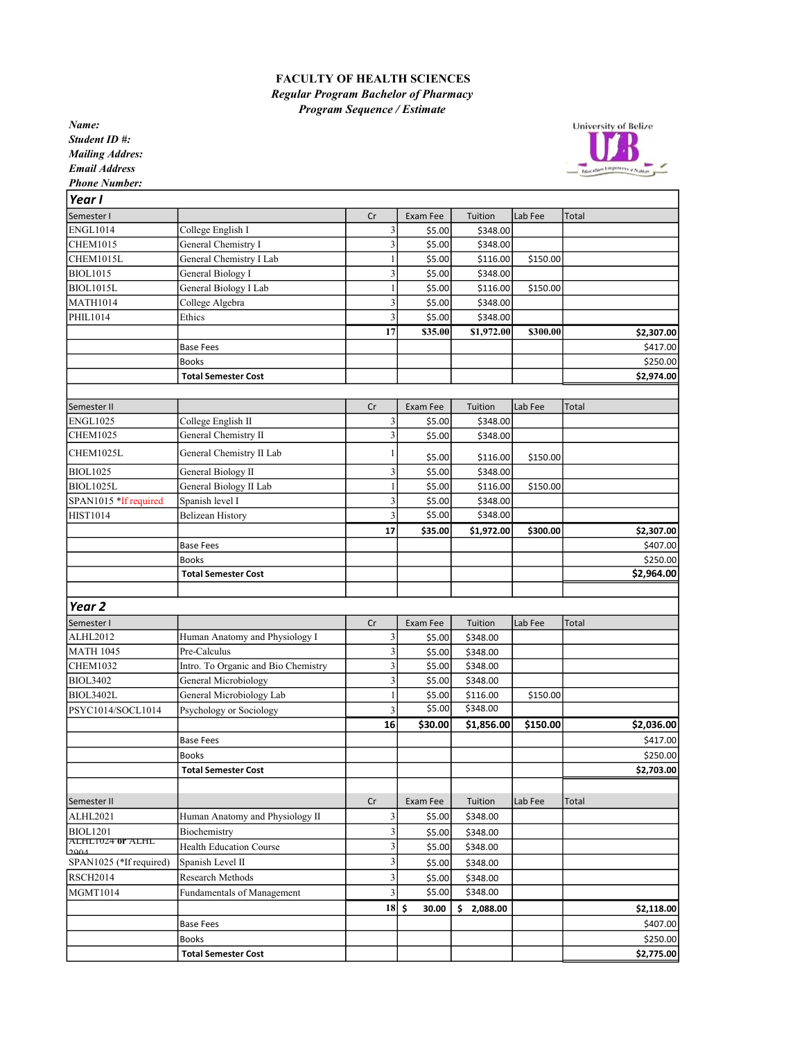**FACULTY OF HEALTH SCIENCES**

***Regular Program Bachelor of Pharmacy***

***Program Sequence / Estimate***

***Name:***
***Student ID #:***
***Mailing Addres:***
***Email Address***
***Phone Number:***

University of Belize

## Year I

| Semester I | | Cr | Exam Fee | Tuition | Lab Fee | Total |
|---|---|---|---|---|---|---|
| ENGL1014 | College English I | 3 | $5.00 | $348.00 | | |
| CHEM1015 | General Chemistry I | 3 | $5.00 | $348.00 | | |
| CHEM1015L | General Chemistry I Lab | 1 | $5.00 | $116.00 | $150.00 | |
| BIOL1015 | General Biology I | 3 | $5.00 | $348.00 | | |
| BIOL1015L | General Biology I Lab | 1 | $5.00 | $116.00 | $150.00 | |
| MATH1014 | College Algebra | 3 | $5.00 | $348.00 | | |
| PHIL1014 | Ethics | 3 | $5.00 | $348.00 | | |
| | | **17** | **$35.00** | **$1,972.00** | **$300.00** | **$2,307.00** |
| | Base Fees | | | | | $417.00 |
| | Books | | | | | $250.00 |
| | **Total Semester Cost** | | | | | **$2,974.00** |

| Semester II | | Cr | Exam Fee | Tuition | Lab Fee | Total |
|---|---|---|---|---|---|---|
| ENGL1025 | College English II | 3 | $5.00 | $348.00 | | |
| CHEM1025 | General Chemistry II | 3 | $5.00 | $348.00 | | |
| CHEM1025L | General Chemistry II Lab | 1 | $5.00 | $116.00 | $150.00 | |
| BIOL1025 | General Biology II | 3 | $5.00 | $348.00 | | |
| BIOL1025L | General Biology II Lab | 1 | $5.00 | $116.00 | $150.00 | |
| SPAN1015 *If required | Spanish level I | 3 | $5.00 | $348.00 | | |
| HIST1014 | Belizean History | 3 | $5.00 | $348.00 | | |
| | | **17** | **$35.00** | **$1,972.00** | **$300.00** | **$2,307.00** |
| | Base Fees | | | | | $407.00 |
| | Books | | | | | $250.00 |
| | **Total Semester Cost** | | | | | **$2,964.00** |

## Year 2

| Semester I | | Cr | Exam Fee | Tuition | Lab Fee | Total |
|---|---|---|---|---|---|---|
| ALHL2012 | Human Anatomy and Physiology I | 3 | $5.00 | $348.00 | | |
| MATH 1045 | Pre-Calculus | 3 | $5.00 | $348.00 | | |
| CHEM1032 | Intro. To Organic and Bio Chemistry | 3 | $5.00 | $348.00 | | |
| BIOL3402 | General Microbiology | 3 | $5.00 | $348.00 | | |
| BIOL3402L | General Microbiology Lab | 1 | $5.00 | $116.00 | $150.00 | |
| PSYC1014/SOCL1014 | Psychology or Sociology | 3 | $5.00 | $348.00 | | |
| | | **16** | **$30.00** | **$1,856.00** | **$150.00** | **$2,036.00** |
| | Base Fees | | | | | $417.00 |
| | Books | | | | | $250.00 |
| | **Total Semester Cost** | | | | | **$2,703.00** |

| Semester II | | Cr | Exam Fee | Tuition | Lab Fee | Total |
|---|---|---|---|---|---|---|
| ALHL2021 | Human Anatomy and Physiology II | 3 | $5.00 | $348.00 | | |
| BIOL1201 | Biochemistry | 3 | $5.00 | $348.00 | | |
| ALHL1024 **or** ALHL 2004 | Health Education Course | 3 | $5.00 | $348.00 | | |
| SPAN1025 (*If required) | Spanish Level II | 3 | $5.00 | $348.00 | | |
| RSCH2014 | Research Methods | 3 | $5.00 | $348.00 | | |
| MGMT1014 | Fundamentals of Management | 3 | $5.00 | $348.00 | | |
| | | **18** | **$ 30.00** | **$ 2,088.00** | | **$2,118.00** |
| | Base Fees | | | | | $407.00 |
| | Books | | | | | $250.00 |
| | **Total Semester Cost** | | | | | **$2,775.00** |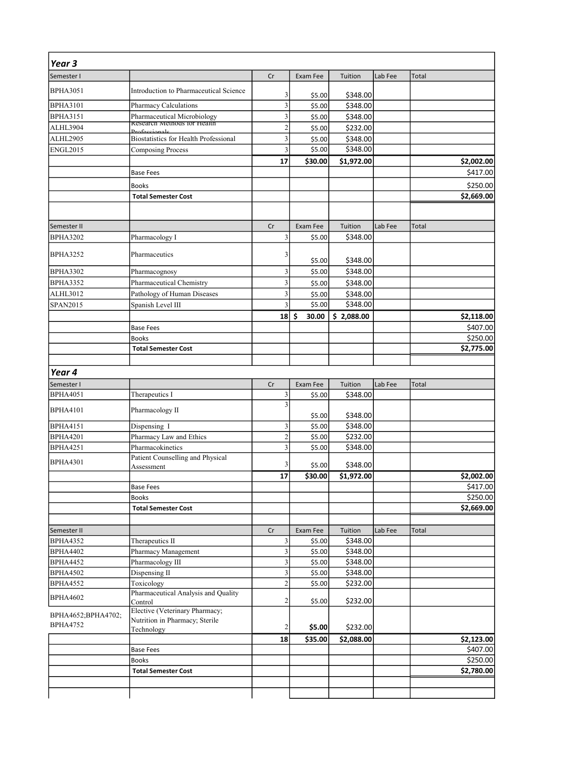## Year 3

| Semester I | | Cr | Exam Fee | Tuition | Lab Fee | Total |
|---|---|---|---|---|---|---|
| BPHA3051 | Introduction to Pharmaceutical Science | 3 | $5.00 | $348.00 | | |
| BPHA3101 | Pharmacy Calculations | 3 | $5.00 | $348.00 | | |
| BPHA3151 | Pharmaceutical Microbiology | 3 | $5.00 | $348.00 | | |
| ALHL3904 | Research Methods for Health Professionals | 2 | $5.00 | $232.00 | | |
| ALHL2905 | Biostatistics for Health Professional | 3 | $5.00 | $348.00 | | |
| ENGL2015 | Composing Process | 3 | $5.00 | $348.00 | | |
| | | **17** | **$30.00** | **$1,972.00** | | **$2,002.00** |
| | Base Fees | | | | | $417.00 |
| | Books | | | | | $250.00 |
| | **Total Semester Cost** | | | | | **$2,669.00** |

| Semester II | | Cr | Exam Fee | Tuition | Lab Fee | Total |
|---|---|---|---|---|---|---|
| BPHA3202 | Pharmacology I | 3 | $5.00 | $348.00 | | |
| BPHA3252 | Pharmaceutics | 3 | $5.00 | $348.00 | | |
| BPHA3302 | Pharmacognosy | 3 | $5.00 | $348.00 | | |
| BPHA3352 | Pharmaceutical Chemistry | 3 | $5.00 | $348.00 | | |
| ALHL3012 | Pathology of Human Diseases | 3 | $5.00 | $348.00 | | |
| SPAN2015 | Spanish Level III | 3 | $5.00 | $348.00 | | |
| | | **18** | **$ 30.00** | **$ 2,088.00** | | **$2,118.00** |
| | Base Fees | | | | | $407.00 |
| | Books | | | | | $250.00 |
| | **Total Semester Cost** | | | | | **$2,775.00** |

## Year 4

| Semester I | | Cr | Exam Fee | Tuition | Lab Fee | Total |
|---|---|---|---|---|---|---|
| BPHA4051 | Therapeutics I | 3 | $5.00 | $348.00 | | |
| BPHA4101 | Pharmacology II | 3 | $5.00 | $348.00 | | |
| BPHA4151 | Dispensing I | 3 | $5.00 | $348.00 | | |
| BPHA4201 | Pharmacy Law and Ethics | 2 | $5.00 | $232.00 | | |
| BPHA4251 | Pharmacokinetics | 3 | $5.00 | $348.00 | | |
| BPHA4301 | Patient Counselling and Physical Assessment | 3 | $5.00 | $348.00 | | |
| | | **17** | **$30.00** | **$1,972.00** | | **$2,002.00** |
| | Base Fees | | | | | $417.00 |
| | Books | | | | | $250.00 |
| | **Total Semester Cost** | | | | | **$2,669.00** |

| Semester II | | Cr | Exam Fee | Tuition | Lab Fee | Total |
|---|---|---|---|---|---|---|
| BPHA4352 | Therapeutics II | 3 | $5.00 | $348.00 | | |
| BPHA4402 | Pharmacy Management | 3 | $5.00 | $348.00 | | |
| BPHA4452 | Pharmacology III | 3 | $5.00 | $348.00 | | |
| BPHA4502 | Dispensing II | 3 | $5.00 | $348.00 | | |
| BPHA4552 | Toxicology | 2 | $5.00 | $232.00 | | |
| BPHA4602 | Pharmaceutical Analysis and Quality Control | 2 | $5.00 | $232.00 | | |
| BPHA4652;BPHA4702; BPHA4752 | Elective (Veterinary Pharmacy; Nutrition in Pharmacy; Sterile Technology | 2 | **$5.00** | $232.00 | | |
| | | **18** | **$35.00** | **$2,088.00** | | **$2,123.00** |
| | Base Fees | | | | | $407.00 |
| | Books | | | | | $250.00 |
| | **Total Semester Cost** | | | | | **$2,780.00** |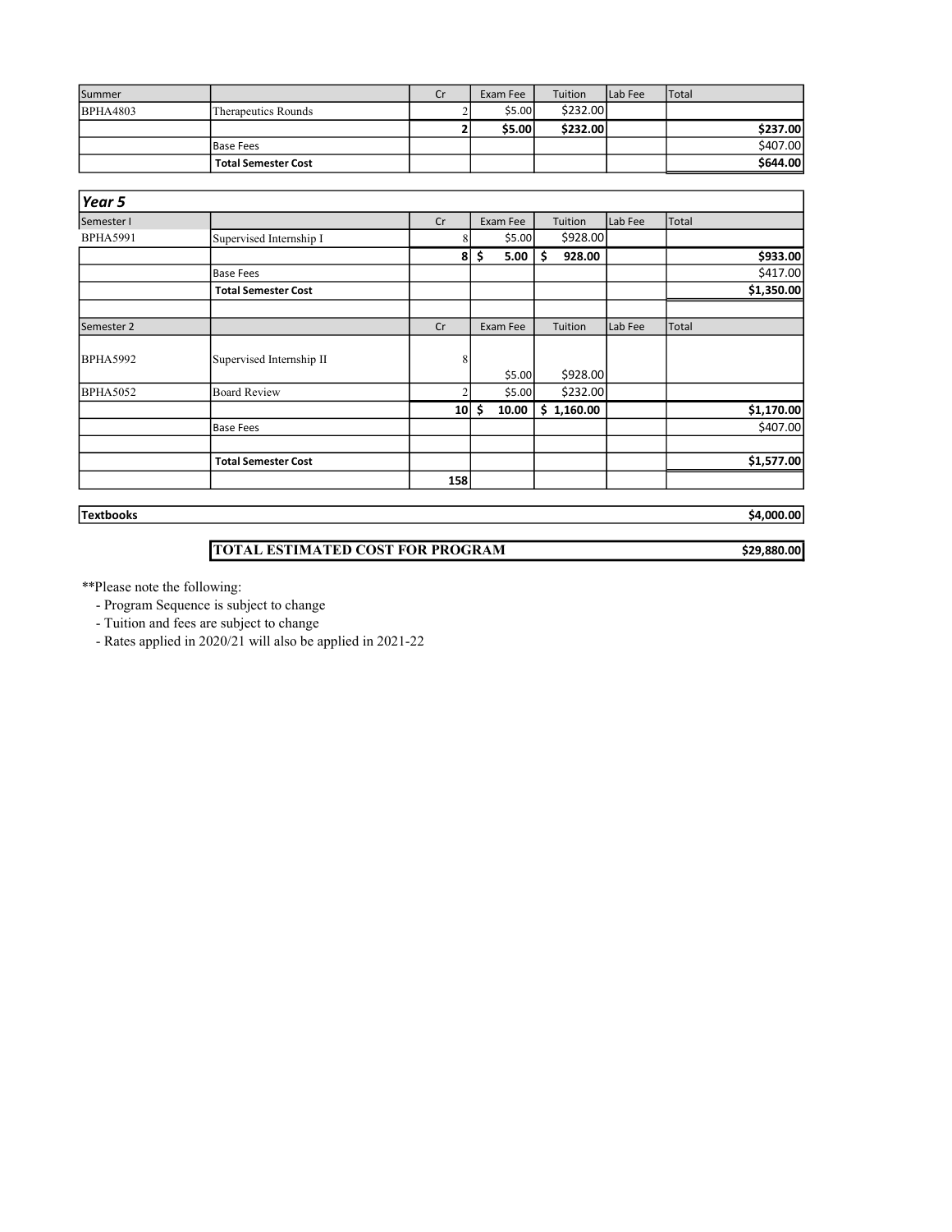| Summer | | Cr | Exam Fee | Tuition | Lab Fee | Total |
|---|---|---|---|---|---|---|
| BPHA4803 | Therapeutics Rounds | 2 | $5.00 | $232.00 | | |
| | | **2** | **$5.00** | **$232.00** | | **$237.00** |
| | Base Fees | | | | | $407.00 |
| | **Total Semester Cost** | | | | | **$644.00** |

## *Year 5*

| Semester I | | Cr | Exam Fee | Tuition | Lab Fee | Total |
|---|---|---|---|---|---|---|
| BPHA5991 | Supervised Internship I | 8 | $5.00 | $928.00 | | |
| | | **8** | **$ 5.00** | **$ 928.00** | | **$933.00** |
| | Base Fees | | | | | $417.00 |
| | **Total Semester Cost** | | | | | **$1,350.00** |
| | | | | | | |
| Semester 2 | | Cr | Exam Fee | Tuition | Lab Fee | Total |
| BPHA5992 | Supervised Internship II | 8 | $5.00 | $928.00 | | |
| BPHA5052 | Board Review | 2 | $5.00 | $232.00 | | |
| | | **10** | **$ 10.00** | **$ 1,160.00** | | **$1,170.00** |
| | Base Fees | | | | | $407.00 |
| | | | | | | |
| | **Total Semester Cost** | | | | | **$1,577.00** |
| | | **158** | | | | |

| | |
|---|---|
| **Textbooks** | **$4,000.00** |
| **TOTAL ESTIMATED COST FOR PROGRAM** | **$29,880.00** |

**Please note the following:

- Program Sequence is subject to change
- Tuition and fees are subject to change
- Rates applied in 2020/21 will also be applied in 2021-22